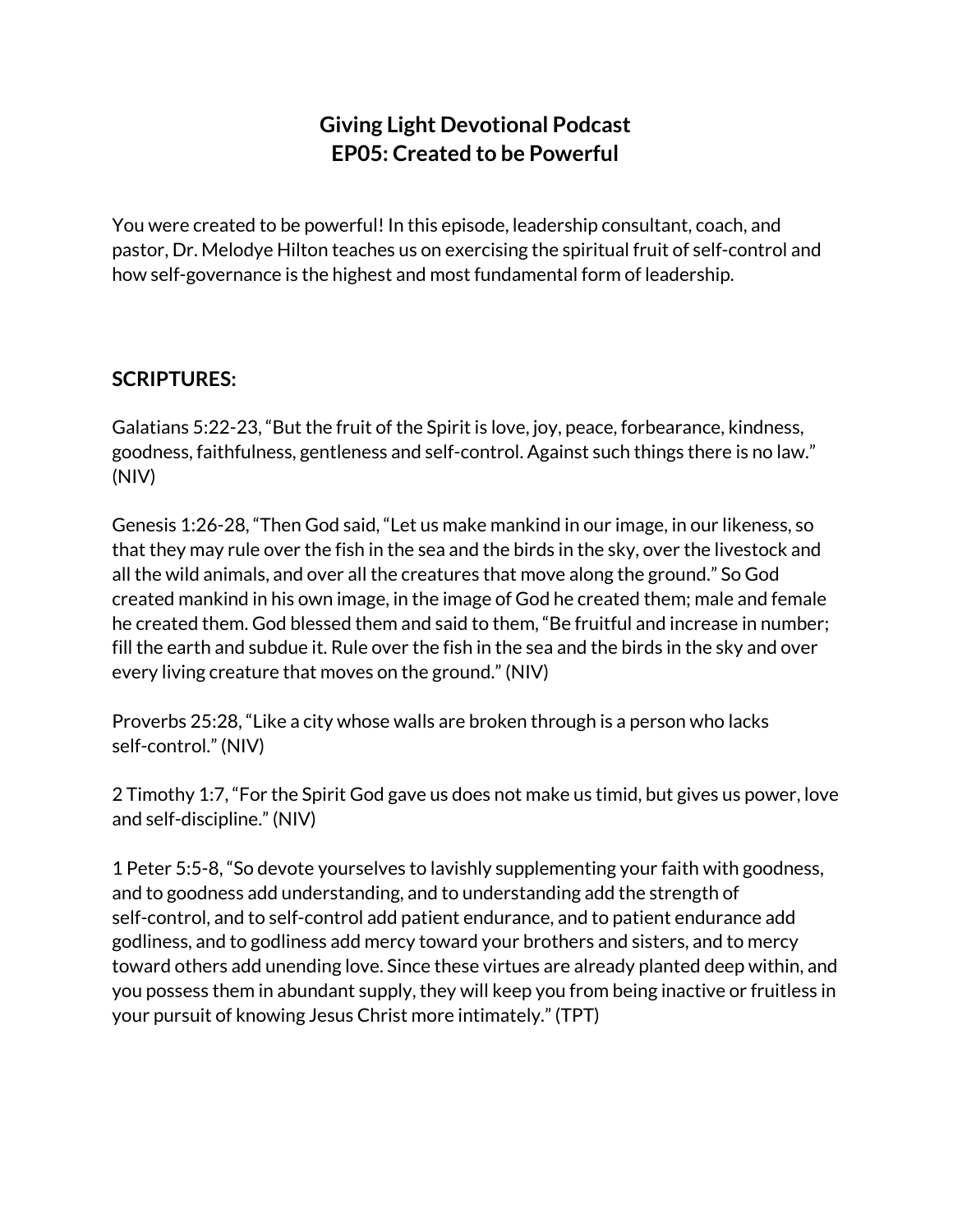# Giving Light Devotional Podcast
# EP05: Created to be Powerful

You were created to be powerful! In this episode, leadership consultant, coach, and pastor, Dr. Melodye Hilton teaches us on exercising the spiritual fruit of self-control and how self-governance is the highest and most fundamental form of leadership.

## SCRIPTURES:

Galatians 5:22-23, "But the fruit of the Spirit is love, joy, peace, forbearance, kindness, goodness, faithfulness, gentleness and self-control. Against such things there is no law." (NIV)

Genesis 1:26-28, "Then God said, "Let us make mankind in our image, in our likeness, so that they may rule over the fish in the sea and the birds in the sky, over the livestock and all the wild animals, and over all the creatures that move along the ground." So God created mankind in his own image, in the image of God he created them; male and female he created them. God blessed them and said to them, "Be fruitful and increase in number; fill the earth and subdue it. Rule over the fish in the sea and the birds in the sky and over every living creature that moves on the ground." (NIV)

Proverbs 25:28, "Like a city whose walls are broken through is a person who lacks self-control." (NIV)

2 Timothy 1:7, "For the Spirit God gave us does not make us timid, but gives us power, love and self-discipline." (NIV)

1 Peter 5:5-8, "So devote yourselves to lavishly supplementing your faith with goodness, and to goodness add understanding, and to understanding add the strength of self-control, and to self-control add patient endurance, and to patient endurance add godliness, and to godliness add mercy toward your brothers and sisters, and to mercy toward others add unending love. Since these virtues are already planted deep within, and you possess them in abundant supply, they will keep you from being inactive or fruitless in your pursuit of knowing Jesus Christ more intimately." (TPT)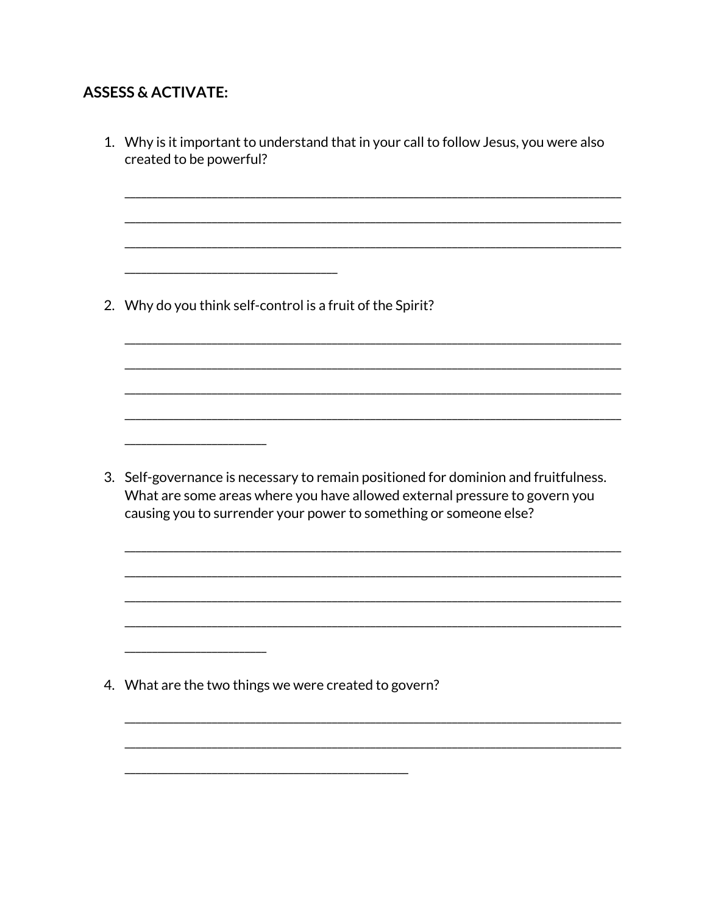## ASSESS & ACTIVATE:

1. Why is it important to understand that in your call to follow Jesus, you were also created to be powerful?

   ___________________________________________________________________________

   ___________________________________________________________________________

   ___________________________________________________________________________

   ________________________________

2. Why do you think self-control is a fruit of the Spirit?

   ___________________________________________________________________________

   ___________________________________________________________________________

   ___________________________________________________________________________

   ___________________________________________________________________________

   _____________________

3. Self-governance is necessary to remain positioned for dominion and fruitfulness. What are some areas where you have allowed external pressure to govern you causing you to surrender your power to something or someone else?

   ___________________________________________________________________________

   ___________________________________________________________________________

   ___________________________________________________________________________

   ___________________________________________________________________________

   _____________________

4. What are the two things we were created to govern?

   ___________________________________________________________________________

   ___________________________________________________________________________

   ___________________________________________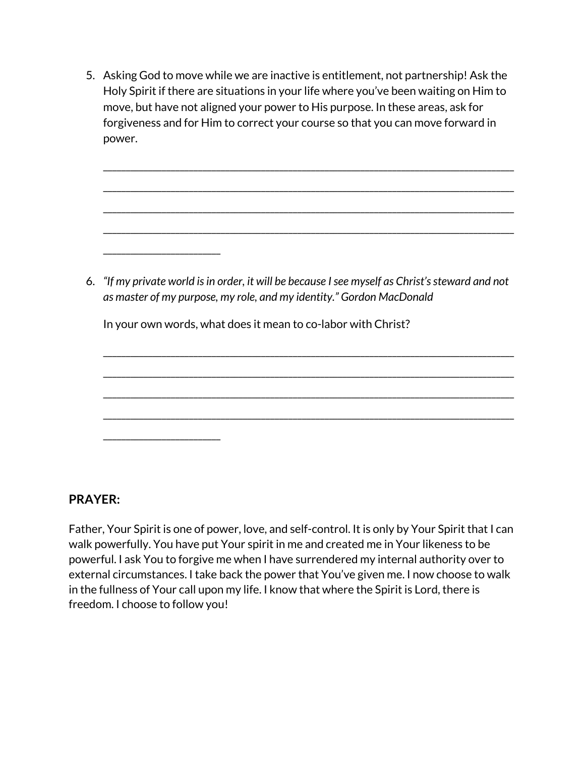5. Asking God to move while we are inactive is entitlement, not partnership! Ask the Holy Spirit if there are situations in your life where you've been waiting on Him to move, but have not aligned your power to His purpose. In these areas, ask for forgiveness and for Him to correct your course so that you can move forward in power.

   ___________________________________________________________________________
   ___________________________________________________________________________
   ___________________________________________________________________________
   ___________________________________________________________________________
   _____________________

6. *"If my private world is in order, it will be because I see myself as Christ's steward and not as master of my purpose, my role, and my identity." Gordon MacDonald*

   In your own words, what does it mean to co-labor with Christ?

   ___________________________________________________________________________
   ___________________________________________________________________________
   ___________________________________________________________________________
   ___________________________________________________________________________
   _____________________

**PRAYER:**

Father, Your Spirit is one of power, love, and self-control. It is only by Your Spirit that I can walk powerfully. You have put Your spirit in me and created me in Your likeness to be powerful. I ask You to forgive me when I have surrendered my internal authority over to external circumstances. I take back the power that You've given me. I now choose to walk in the fullness of Your call upon my life. I know that where the Spirit is Lord, there is freedom. I choose to follow you!